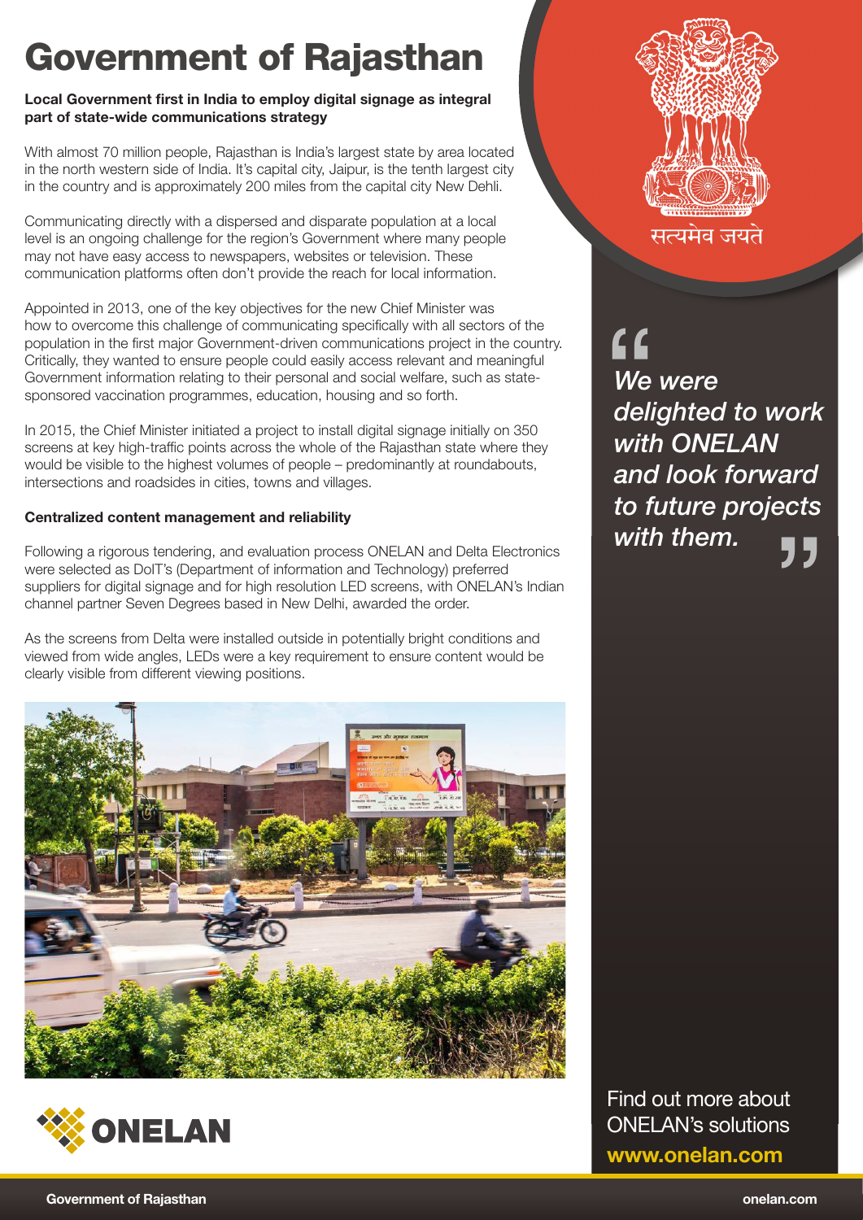# Government of Rajasthan

**Local Government first in India to employ digital signage as integral part of state-wide communications strategy**

With almost 70 million people, Rajasthan is India's largest state by area located in the north western side of India. It's capital city, Jaipur, is the tenth largest city in the country and is approximately 200 miles from the capital city New Dehli.

Communicating directly with a dispersed and disparate population at a local level is an ongoing challenge for the region's Government where many people may not have easy access to newspapers, websites or television. These communication platforms often don't provide the reach for local information.

Appointed in 2013, one of the key objectives for the new Chief Minister was how to overcome this challenge of communicating specifically with all sectors of the population in the first major Government-driven communications project in the country. Critically, they wanted to ensure people could easily access relevant and meaningful Government information relating to their personal and social welfare, such as state-sponsored vaccination programmes, education, housing and so forth.

In 2015, the Chief Minister initiated a project to install digital signage initially on 350 screens at key high-traffic points across the whole of the Rajasthan state where they would be visible to the highest volumes of people – predominantly at roundabouts, intersections and roadsides in cities, towns and villages.

**Centralized content management and reliability**

Following a rigorous tendering, and evaluation process ONELAN and Delta Electronics were selected as DoIT's (Department of information and Technology) preferred suppliers for digital signage and for high resolution LED screens, with ONELAN's Indian channel partner Seven Degrees based in New Delhi, awarded the order.

As the screens from Delta were installed outside in potentially bright conditions and viewed from wide angles, LEDs were a key requirement to ensure content would be clearly visible from different viewing positions.

सत्यमेव जयते

*"We were delighted to work with ONELAN and look forward to future projects with them."*

ONELAN

Find out more about ONELAN's solutions
**www.onelan.com**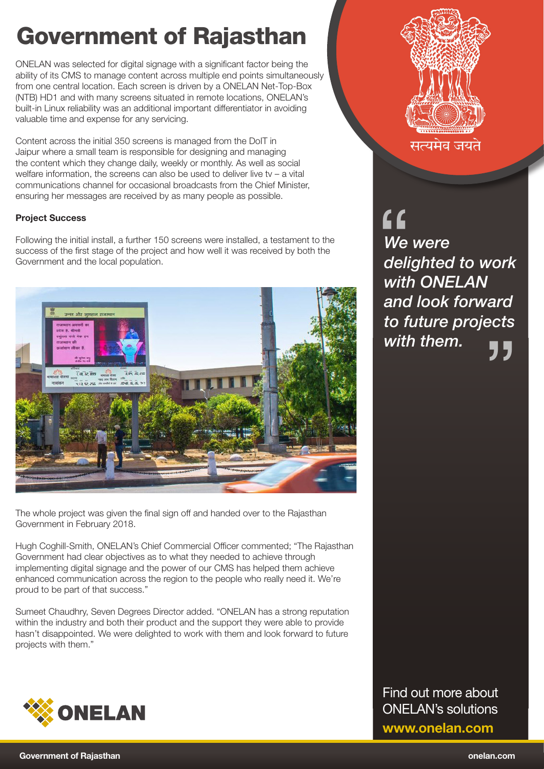# Government of Rajasthan

ONELAN was selected for digital signage with a significant factor being the ability of its CMS to manage content across multiple end points simultaneously from one central location. Each screen is driven by a ONELAN Net-Top-Box (NTB) HD1 and with many screens situated in remote locations, ONELAN's built-in Linux reliability was an additional important differentiator in avoiding valuable time and expense for any servicing.

Content across the initial 350 screens is managed from the DoIT in Jaipur where a small team is responsible for designing and managing the content which they change daily, weekly or monthly. As well as social welfare information, the screens can also be used to deliver live tv – a vital communications channel for occasional broadcasts from the Chief Minister, ensuring her messages are received by as many people as possible.

**Project Success**

Following the initial install, a further 150 screens were installed, a testament to the success of the first stage of the project and how well it was received by both the Government and the local population.

The whole project was given the final sign off and handed over to the Rajasthan Government in February 2018.

Hugh Coghill-Smith, ONELAN's Chief Commercial Officer commented; "The Rajasthan Government had clear objectives as to what they needed to achieve through implementing digital signage and the power of our CMS has helped them achieve enhanced communication across the region to the people who really need it. We're proud to be part of that success."

Sumeet Chaudhry, Seven Degrees Director added. "ONELAN has a strong reputation within the industry and both their product and the support they were able to provide hasn't disappointed. We were delighted to work with them and look forward to future projects with them."

सत्यमेव जयते

> *"We were delighted to work with ONELAN and look forward to future projects with them."*

Find out more about ONELAN's solutions
**www.onelan.com**